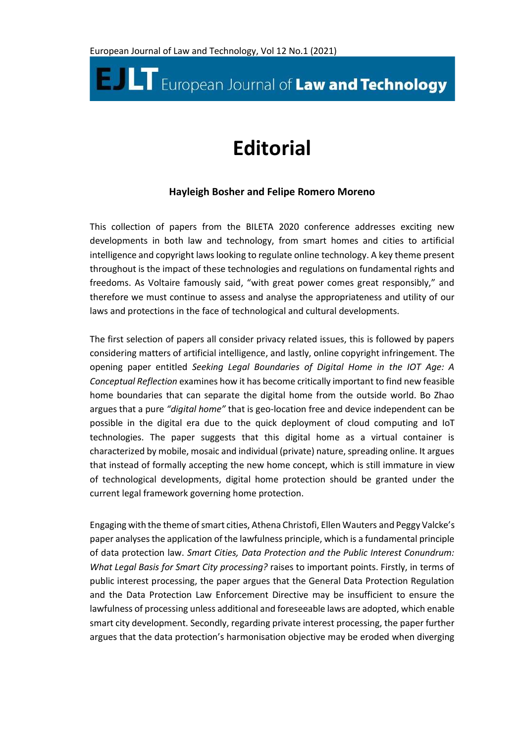# Editorial

**Hayleigh Bosher and Felipe Romero Moreno**

This collection of papers from the BILETA 2020 conference addresses exciting new developments in both law and technology, from smart homes and cities to artificial intelligence and copyright laws looking to regulate online technology. A key theme present throughout is the impact of these technologies and regulations on fundamental rights and freedoms. As Voltaire famously said, "with great power comes great responsibly," and therefore we must continue to assess and analyse the appropriateness and utility of our laws and protections in the face of technological and cultural developments.

The first selection of papers all consider privacy related issues, this is followed by papers considering matters of artificial intelligence, and lastly, online copyright infringement. The opening paper entitled *Seeking Legal Boundaries of Digital Home in the IOT Age: A Conceptual Reflection* examines how it has become critically important to find new feasible home boundaries that can separate the digital home from the outside world. Bo Zhao argues that a pure *"digital home"* that is geo-location free and device independent can be possible in the digital era due to the quick deployment of cloud computing and IoT technologies. The paper suggests that this digital home as a virtual container is characterized by mobile, mosaic and individual (private) nature, spreading online. It argues that instead of formally accepting the new home concept, which is still immature in view of technological developments, digital home protection should be granted under the current legal framework governing home protection.

Engaging with the theme of smart cities, Athena Christofi, Ellen Wauters and Peggy Valcke's paper analyses the application of the lawfulness principle, which is a fundamental principle of data protection law. *Smart Cities, Data Protection and the Public Interest Conundrum: What Legal Basis for Smart City processing?* raises to important points. Firstly, in terms of public interest processing, the paper argues that the General Data Protection Regulation and the Data Protection Law Enforcement Directive may be insufficient to ensure the lawfulness of processing unless additional and foreseeable laws are adopted, which enable smart city development. Secondly, regarding private interest processing, the paper further argues that the data protection's harmonisation objective may be eroded when diverging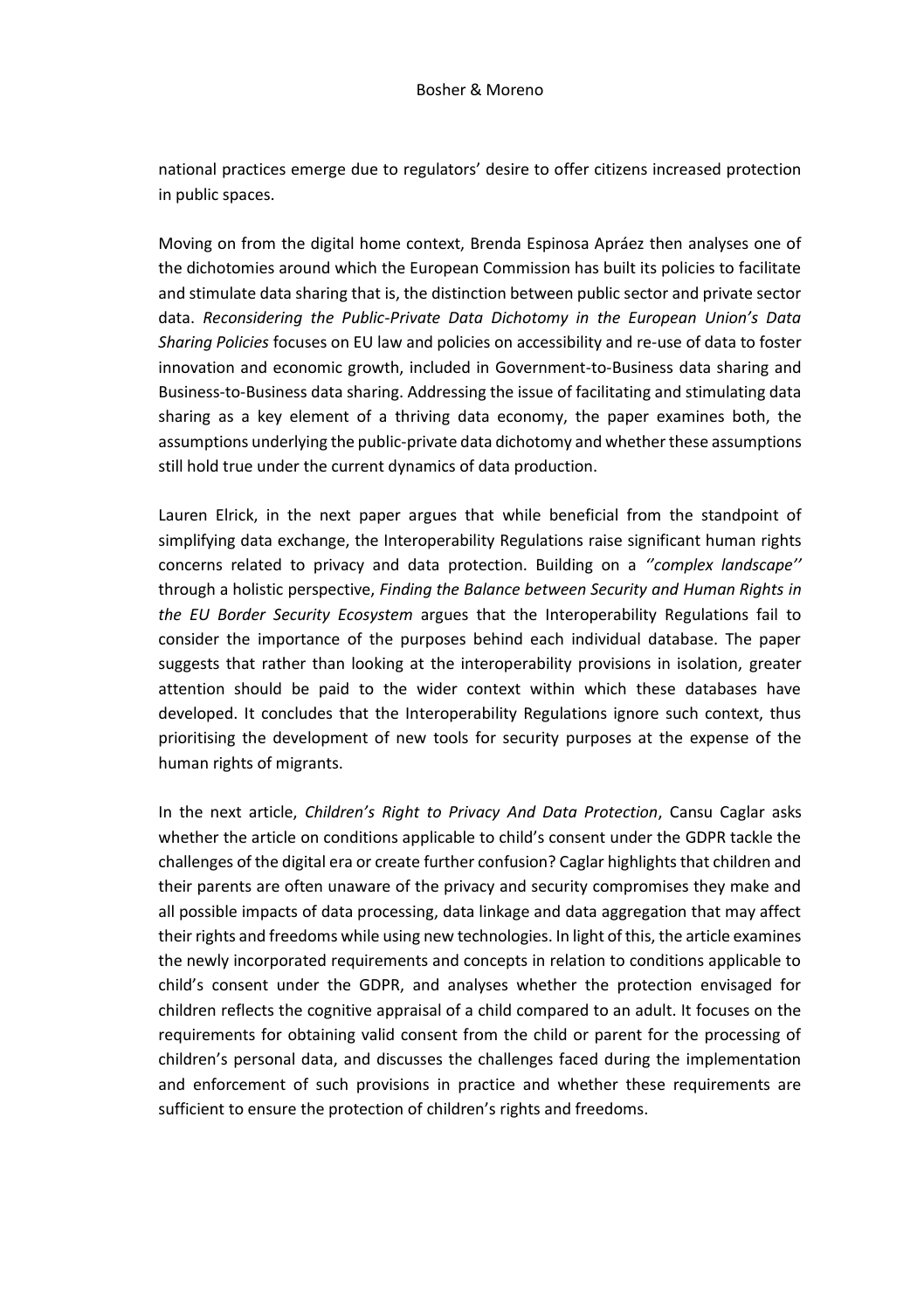national practices emerge due to regulators' desire to offer citizens increased protection in public spaces.

Moving on from the digital home context, Brenda Espinosa Apráez then analyses one of the dichotomies around which the European Commission has built its policies to facilitate and stimulate data sharing that is, the distinction between public sector and private sector data. *Reconsidering the Public-Private Data Dichotomy in the European Union's Data Sharing Policies* focuses on EU law and policies on accessibility and re-use of data to foster innovation and economic growth, included in Government-to-Business data sharing and Business-to-Business data sharing. Addressing the issue of facilitating and stimulating data sharing as a key element of a thriving data economy, the paper examines both, the assumptions underlying the public-private data dichotomy and whether these assumptions still hold true under the current dynamics of data production.

Lauren Elrick, in the next paper argues that while beneficial from the standpoint of simplifying data exchange, the Interoperability Regulations raise significant human rights concerns related to privacy and data protection. Building on a *''complex landscape''* through a holistic perspective, *Finding the Balance between Security and Human Rights in the EU Border Security Ecosystem* argues that the Interoperability Regulations fail to consider the importance of the purposes behind each individual database. The paper suggests that rather than looking at the interoperability provisions in isolation, greater attention should be paid to the wider context within which these databases have developed. It concludes that the Interoperability Regulations ignore such context, thus prioritising the development of new tools for security purposes at the expense of the human rights of migrants.

In the next article, *Children's Right to Privacy And Data Protection*, Cansu Caglar asks whether the article on conditions applicable to child's consent under the GDPR tackle the challenges of the digital era or create further confusion? Caglar highlights that children and their parents are often unaware of the privacy and security compromises they make and all possible impacts of data processing, data linkage and data aggregation that may affect their rights and freedoms while using new technologies. In light of this, the article examines the newly incorporated requirements and concepts in relation to conditions applicable to child's consent under the GDPR, and analyses whether the protection envisaged for children reflects the cognitive appraisal of a child compared to an adult. It focuses on the requirements for obtaining valid consent from the child or parent for the processing of children's personal data, and discusses the challenges faced during the implementation and enforcement of such provisions in practice and whether these requirements are sufficient to ensure the protection of children's rights and freedoms.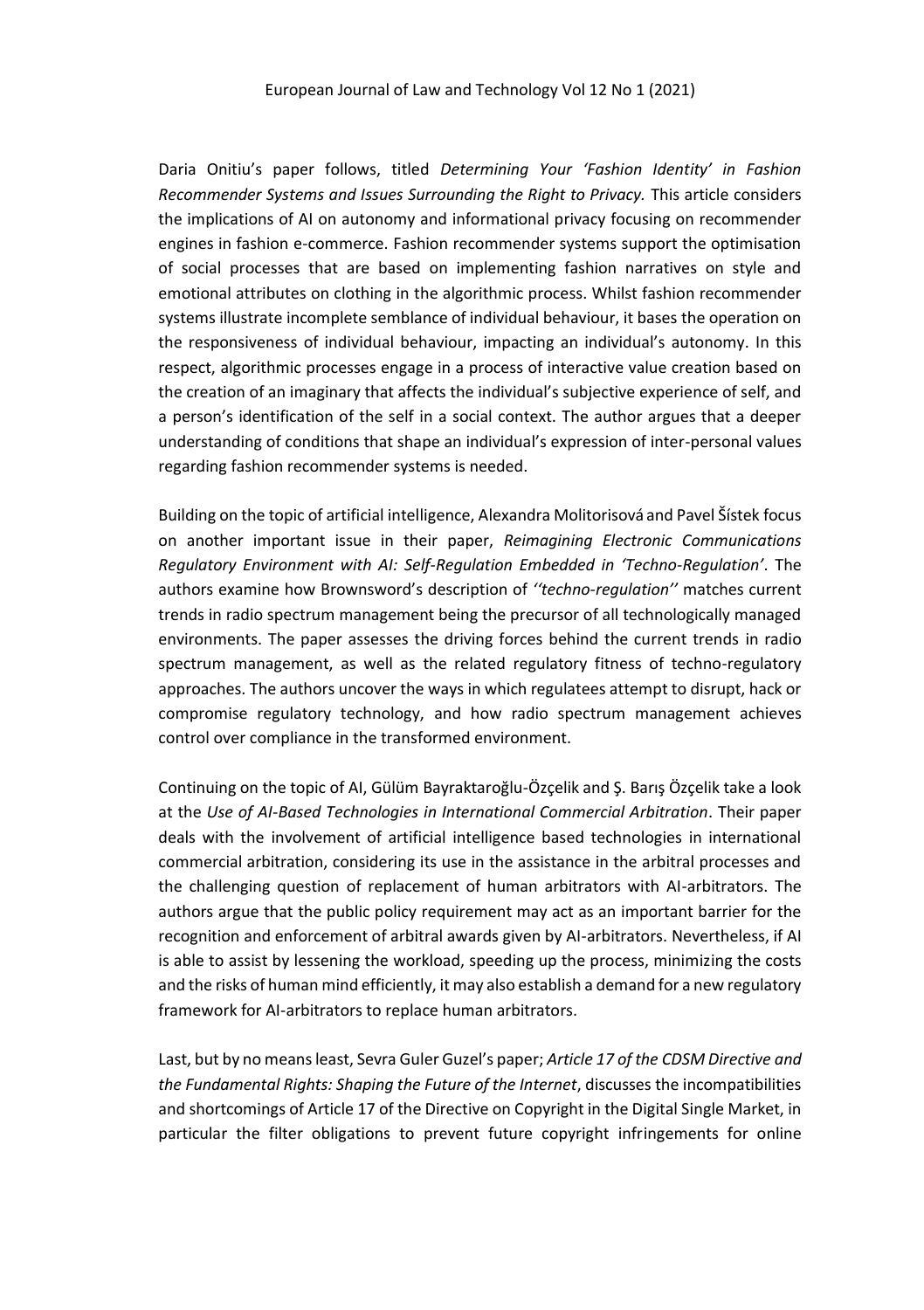Daria Onitiu's paper follows, titled *Determining Your 'Fashion Identity' in Fashion Recommender Systems and Issues Surrounding the Right to Privacy.* This article considers the implications of AI on autonomy and informational privacy focusing on recommender engines in fashion e-commerce. Fashion recommender systems support the optimisation of social processes that are based on implementing fashion narratives on style and emotional attributes on clothing in the algorithmic process. Whilst fashion recommender systems illustrate incomplete semblance of individual behaviour, it bases the operation on the responsiveness of individual behaviour, impacting an individual's autonomy. In this respect, algorithmic processes engage in a process of interactive value creation based on the creation of an imaginary that affects the individual's subjective experience of self, and a person's identification of the self in a social context. The author argues that a deeper understanding of conditions that shape an individual's expression of inter-personal values regarding fashion recommender systems is needed.

Building on the topic of artificial intelligence, Alexandra Molitorisová and Pavel Šístek focus on another important issue in their paper, *Reimagining Electronic Communications Regulatory Environment with AI: Self-Regulation Embedded in 'Techno-Regulation'*. The authors examine how Brownsword's description of *''techno-regulation''* matches current trends in radio spectrum management being the precursor of all technologically managed environments. The paper assesses the driving forces behind the current trends in radio spectrum management, as well as the related regulatory fitness of techno-regulatory approaches. The authors uncover the ways in which regulatees attempt to disrupt, hack or compromise regulatory technology, and how radio spectrum management achieves control over compliance in the transformed environment.

Continuing on the topic of AI, Gülüm Bayraktaroğlu-Özçelik and Ş. Barış Özçelik take a look at the *Use of AI-Based Technologies in International Commercial Arbitration*. Their paper deals with the involvement of artificial intelligence based technologies in international commercial arbitration, considering its use in the assistance in the arbitral processes and the challenging question of replacement of human arbitrators with AI-arbitrators. The authors argue that the public policy requirement may act as an important barrier for the recognition and enforcement of arbitral awards given by AI-arbitrators. Nevertheless, if AI is able to assist by lessening the workload, speeding up the process, minimizing the costs and the risks of human mind efficiently, it may also establish a demand for a new regulatory framework for AI-arbitrators to replace human arbitrators.

Last, but by no means least, Sevra Guler Guzel's paper; *Article 17 of the CDSM Directive and the Fundamental Rights: Shaping the Future of the Internet*, discusses the incompatibilities and shortcomings of Article 17 of the Directive on Copyright in the Digital Single Market, in particular the filter obligations to prevent future copyright infringements for online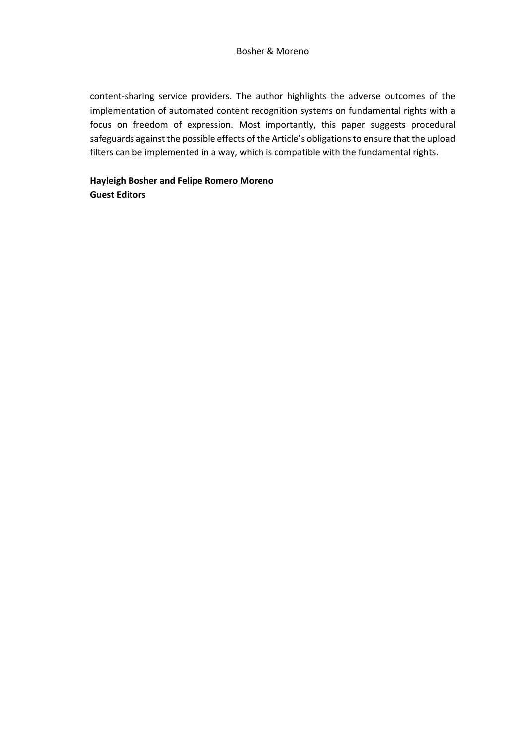content-sharing service providers. The author highlights the adverse outcomes of the implementation of automated content recognition systems on fundamental rights with a focus on freedom of expression. Most importantly, this paper suggests procedural safeguards against the possible effects of the Article's obligations to ensure that the upload filters can be implemented in a way, which is compatible with the fundamental rights.

**Hayleigh Bosher and Felipe Romero Moreno**
**Guest Editors**